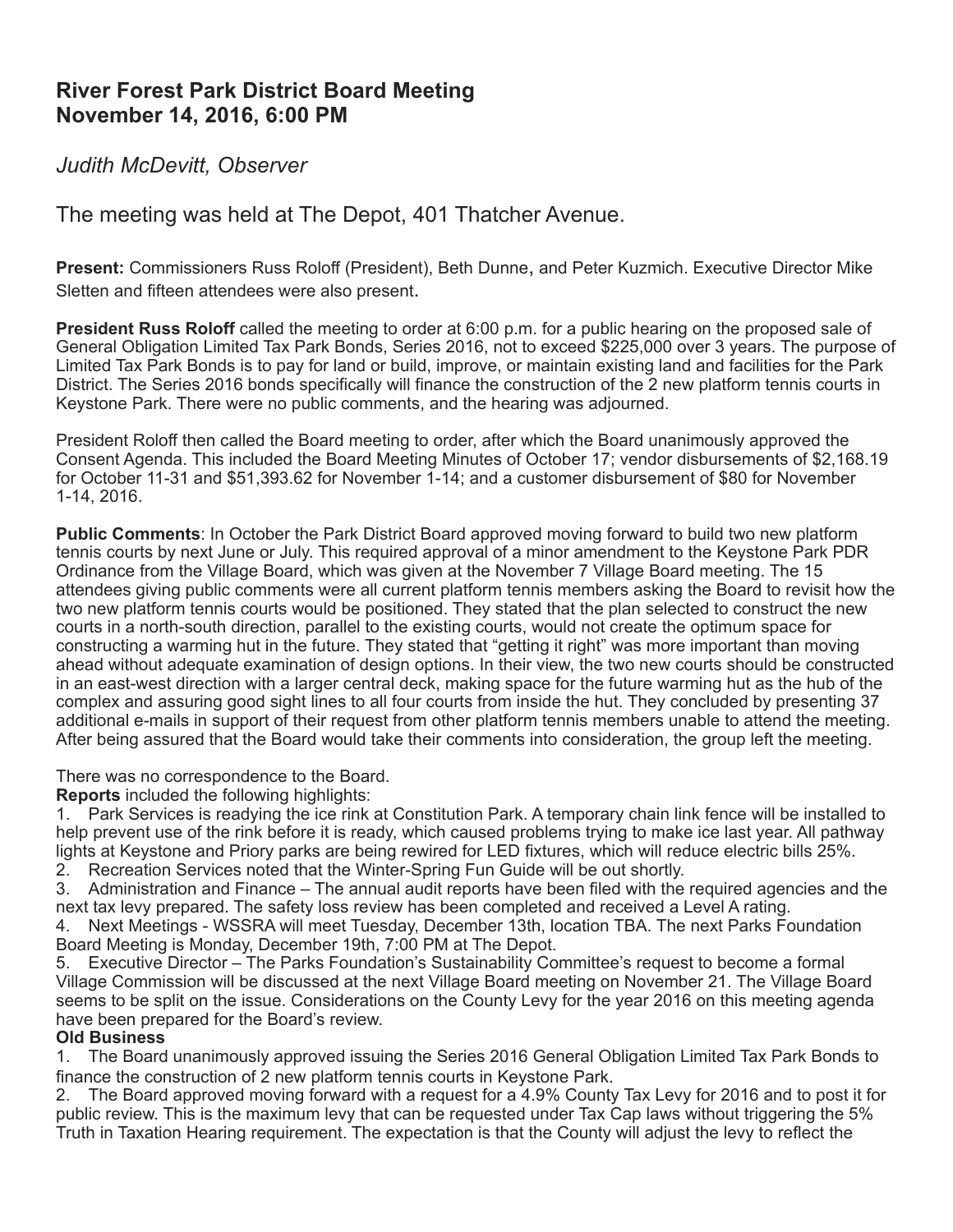# River Forest Park District Board Meeting
# November 14, 2016, 6:00 PM

*Judith McDevitt, Observer*

The meeting was held at The Depot, 401 Thatcher Avenue.

**Present:** Commissioners Russ Roloff (President), Beth Dunne, and Peter Kuzmich. Executive Director Mike Sletten and fifteen attendees were also present.

**President Russ Roloff** called the meeting to order at 6:00 p.m. for a public hearing on the proposed sale of General Obligation Limited Tax Park Bonds, Series 2016, not to exceed $225,000 over 3 years. The purpose of Limited Tax Park Bonds is to pay for land or build, improve, or maintain existing land and facilities for the Park District. The Series 2016 bonds specifically will finance the construction of the 2 new platform tennis courts in Keystone Park. There were no public comments, and the hearing was adjourned.

President Roloff then called the Board meeting to order, after which the Board unanimously approved the Consent Agenda. This included the Board Meeting Minutes of October 17; vendor disbursements of $2,168.19 for October 11-31 and $51,393.62 for November 1-14; and a customer disbursement of $80 for November 1-14, 2016.

**Public Comments**: In October the Park District Board approved moving forward to build two new platform tennis courts by next June or July. This required approval of a minor amendment to the Keystone Park PDR Ordinance from the Village Board, which was given at the November 7 Village Board meeting. The 15 attendees giving public comments were all current platform tennis members asking the Board to revisit how the two new platform tennis courts would be positioned. They stated that the plan selected to construct the new courts in a north-south direction, parallel to the existing courts, would not create the optimum space for constructing a warming hut in the future. They stated that "getting it right" was more important than moving ahead without adequate examination of design options. In their view, the two new courts should be constructed in an east-west direction with a larger central deck, making space for the future warming hut as the hub of the complex and assuring good sight lines to all four courts from inside the hut. They concluded by presenting 37 additional e-mails in support of their request from other platform tennis members unable to attend the meeting. After being assured that the Board would take their comments into consideration, the group left the meeting.

There was no correspondence to the Board.

**Reports** included the following highlights:

1. Park Services is readying the ice rink at Constitution Park. A temporary chain link fence will be installed to help prevent use of the rink before it is ready, which caused problems trying to make ice last year. All pathway lights at Keystone and Priory parks are being rewired for LED fixtures, which will reduce electric bills 25%.
2. Recreation Services noted that the Winter-Spring Fun Guide will be out shortly.
3. Administration and Finance – The annual audit reports have been filed with the required agencies and the next tax levy prepared. The safety loss review has been completed and received a Level A rating.
4. Next Meetings - WSSRA will meet Tuesday, December 13th, location TBA. The next Parks Foundation Board Meeting is Monday, December 19th, 7:00 PM at The Depot.
5. Executive Director – The Parks Foundation's Sustainability Committee's request to become a formal Village Commission will be discussed at the next Village Board meeting on November 21. The Village Board seems to be split on the issue. Considerations on the County Levy for the year 2016 on this meeting agenda have been prepared for the Board's review.

**Old Business**

1. The Board unanimously approved issuing the Series 2016 General Obligation Limited Tax Park Bonds to finance the construction of 2 new platform tennis courts in Keystone Park.
2. The Board approved moving forward with a request for a 4.9% County Tax Levy for 2016 and to post it for public review. This is the maximum levy that can be requested under Tax Cap laws without triggering the 5% Truth in Taxation Hearing requirement. The expectation is that the County will adjust the levy to reflect the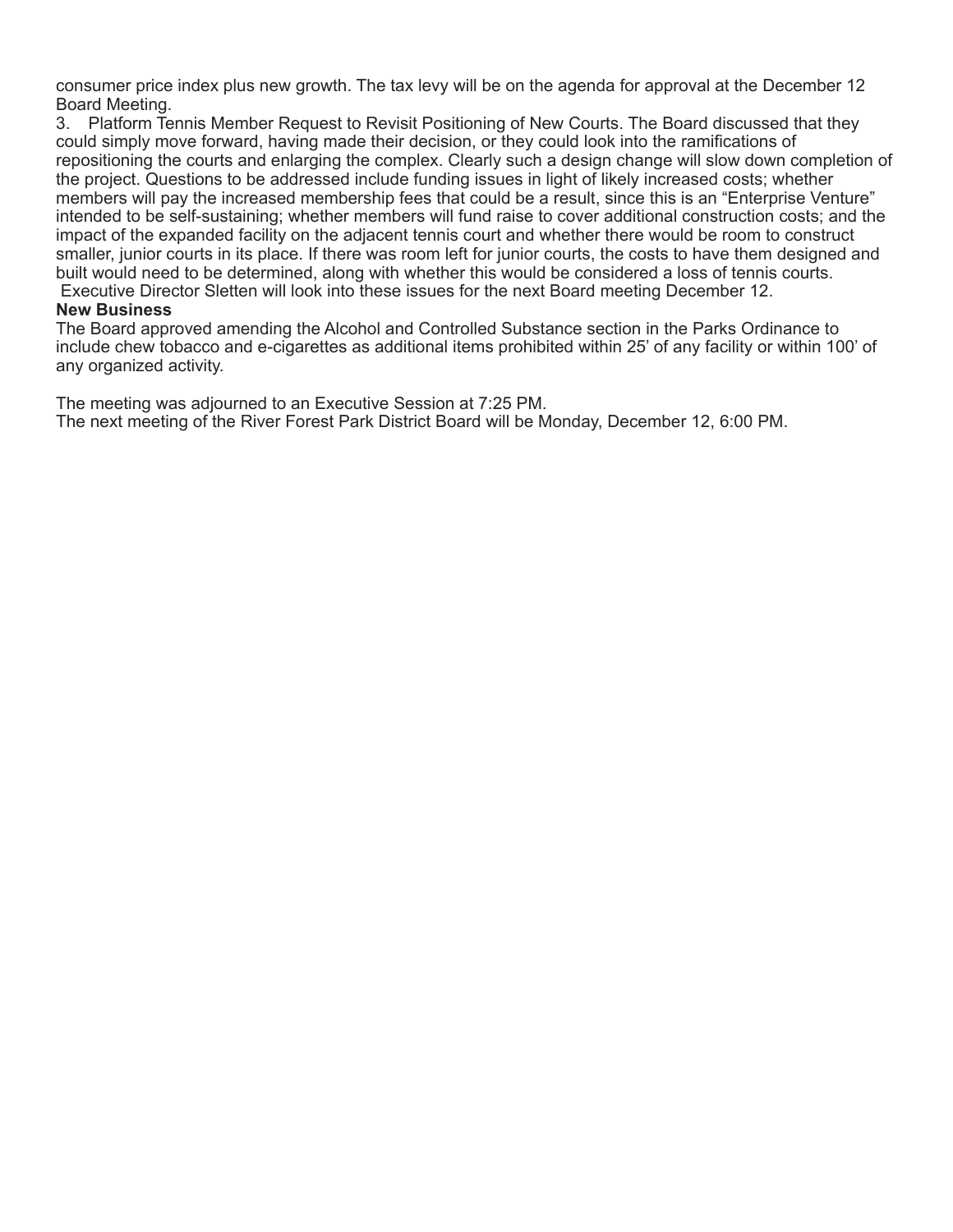consumer price index plus new growth. The tax levy will be on the agenda for approval at the December 12 Board Meeting.

3. Platform Tennis Member Request to Revisit Positioning of New Courts. The Board discussed that they could simply move forward, having made their decision, or they could look into the ramifications of repositioning the courts and enlarging the complex. Clearly such a design change will slow down completion of the project. Questions to be addressed include funding issues in light of likely increased costs; whether members will pay the increased membership fees that could be a result, since this is an "Enterprise Venture" intended to be self-sustaining; whether members will fund raise to cover additional construction costs; and the impact of the expanded facility on the adjacent tennis court and whether there would be room to construct smaller, junior courts in its place. If there was room left for junior courts, the costs to have them designed and built would need to be determined, along with whether this would be considered a loss of tennis courts. Executive Director Sletten will look into these issues for the next Board meeting December 12.

**New Business**

The Board approved amending the Alcohol and Controlled Substance section in the Parks Ordinance to include chew tobacco and e-cigarettes as additional items prohibited within 25' of any facility or within 100' of any organized activity.

The meeting was adjourned to an Executive Session at 7:25 PM.
The next meeting of the River Forest Park District Board will be Monday, December 12, 6:00 PM.